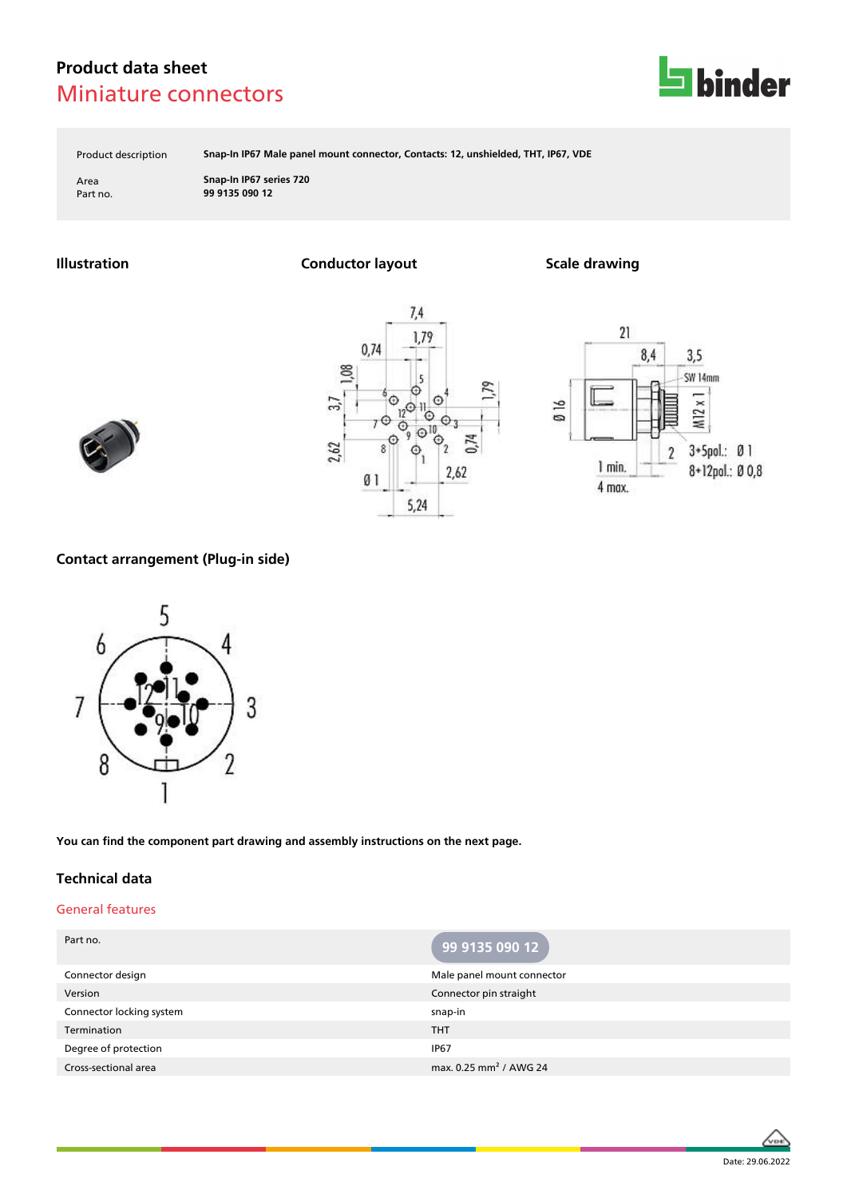# Product data sheet
## Miniature connectors

| | |
|---|---|
| Product description | **Snap-In IP67 Male panel mount connector, Contacts: 12, unshielded, THT, IP67, VDE** |
| Area | **Snap-In IP67 series 720** |
| Part no. | **99 9135 090 12** |

### Illustration

### Conductor layout

### Scale drawing

### Contact arrangement (Plug-in side)

**You can find the component part drawing and assembly instructions on the next page.**

## Technical data

### General features

| | |
|---|---|
| Part no. | 99 9135 090 12 |
| Connector design | Male panel mount connector |
| Version | Connector pin straight |
| Connector locking system | snap-in |
| Termination | THT |
| Degree of protection | IP67 |
| Cross-sectional area | max. 0.25 mm² / AWG 24 |

Date: 29.06.2022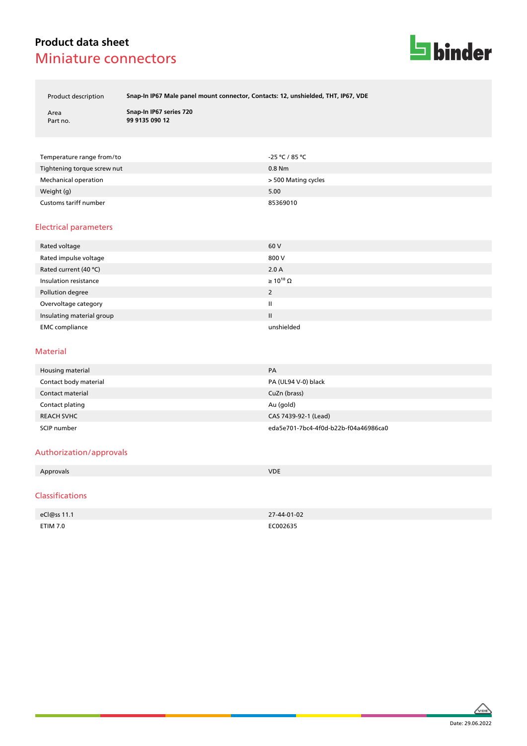## Product data sheet
# Miniature connectors

| | |
|---|---|
| Product description | **Snap-In IP67 Male panel mount connector, Contacts: 12, unshielded, THT, IP67, VDE** |
| Area | **Snap-In IP67 series 720** |
| Part no. | **99 9135 090 12** |

| | |
|---|---|
| Temperature range from/to | -25 °C / 85 °C |
| Tightening torque screw nut | 0.8 Nm |
| Mechanical operation | > 500 Mating cycles |
| Weight (g) | 5.00 |
| Customs tariff number | 85369010 |

## Electrical parameters

| | |
|---|---|
| Rated voltage | 60 V |
| Rated impulse voltage | 800 V |
| Rated current (40 °C) | 2.0 A |
| Insulation resistance | ≥ $10^{10}$ Ω |
| Pollution degree | 2 |
| Overvoltage category | II |
| Insulating material group | II |
| EMC compliance | unshielded |

## Material

| | |
|---|---|
| Housing material | PA |
| Contact body material | PA (UL94 V-0) black |
| Contact material | CuZn (brass) |
| Contact plating | Au (gold) |
| REACH SVHC | CAS 7439-92-1 (Lead) |
| SCIP number | eda5e701-7bc4-4f0d-b22b-f04a46986ca0 |

## Authorization/approvals

| | |
|---|---|
| Approvals | VDE |

## Classifications

| | |
|---|---|
| eCl@ss 11.1 | 27-44-01-02 |
| ETIM 7.0 | EC002635 |

Date: 29.06.2022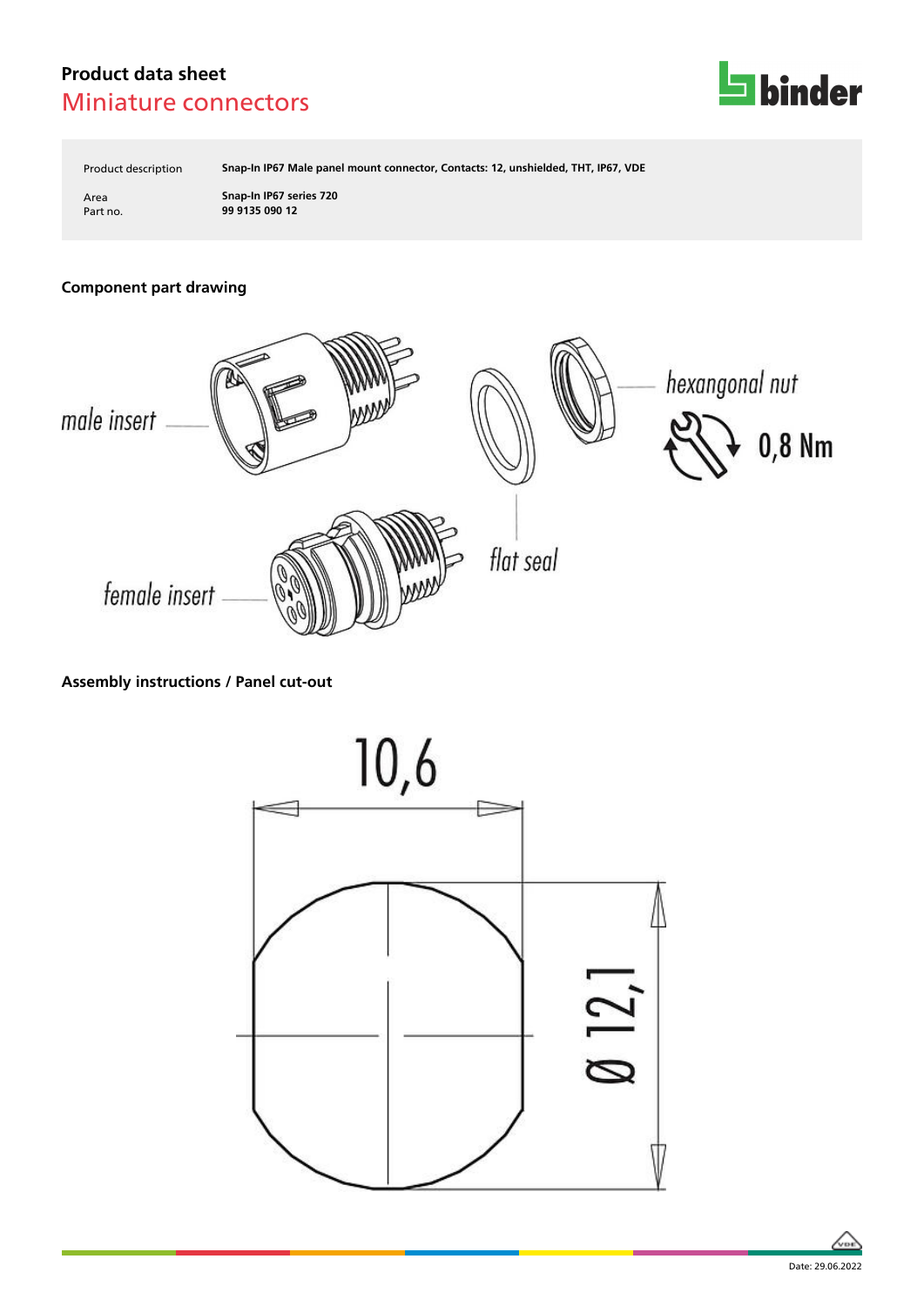**Product data sheet**

## Miniature connectors

| | |
|---|---|
| Product description | **Snap-In IP67 Male panel mount connector, Contacts: 12, unshielded, THT, IP67, VDE** |
| Area | **Snap-In IP67 series 720** |
| Part no. | **99 9135 090 12** |

### Component part drawing

male insert

hexangonal nut

0,8 Nm

flat seal

female insert

### Assembly instructions / Panel cut-out

10,6

Ø 12,1

Date: 29.06.2022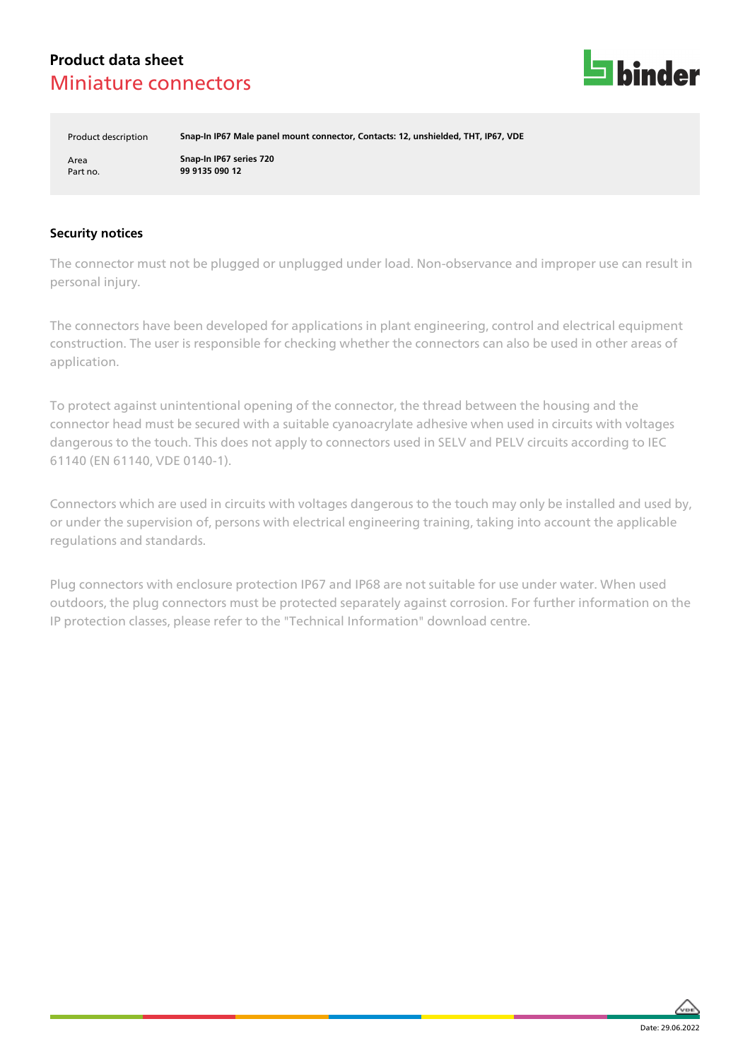| | |
|---|---|
| Product description | **Snap-In IP67 Male panel mount connector, Contacts: 12, unshielded, THT, IP67, VDE** |
| Area | **Snap-In IP67 series 720** |
| Part no. | **99 9135 090 12** |

## Security notices

The connector must not be plugged or unplugged under load. Non-observance and improper use can result in personal injury.

The connectors have been developed for applications in plant engineering, control and electrical equipment construction. The user is responsible for checking whether the connectors can also be used in other areas of application.

To protect against unintentional opening of the connector, the thread between the housing and the connector head must be secured with a suitable cyanoacrylate adhesive when used in circuits with voltages dangerous to the touch. This does not apply to connectors used in SELV and PELV circuits according to IEC 61140 (EN 61140, VDE 0140-1).

Connectors which are used in circuits with voltages dangerous to the touch may only be installed and used by, or under the supervision of, persons with electrical engineering training, taking into account the applicable regulations and standards.

Plug connectors with enclosure protection IP67 and IP68 are not suitable for use under water. When used outdoors, the plug connectors must be protected separately against corrosion. For further information on the IP protection classes, please refer to the "Technical Information" download centre.

Date: 29.06.2022